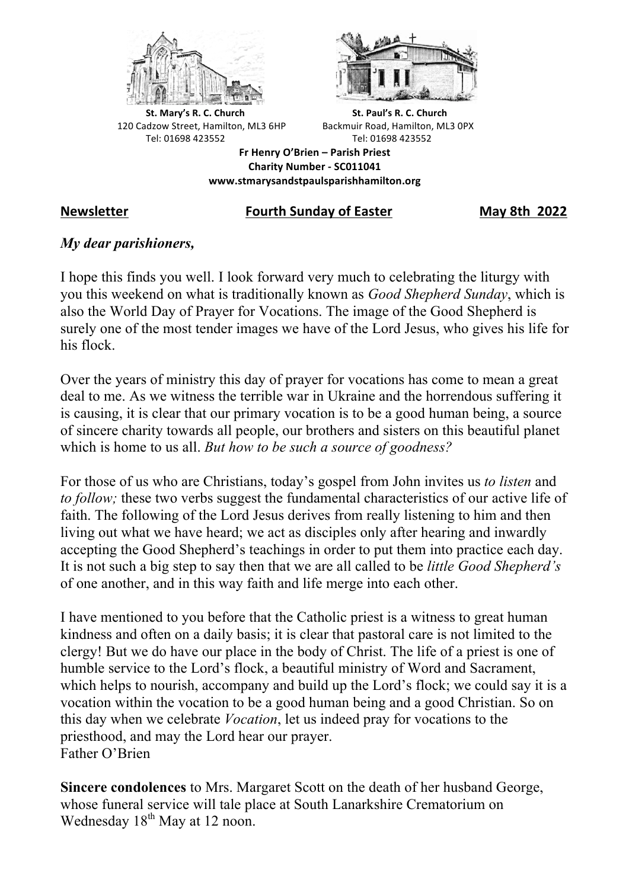**St. Mary's R. C. Church**
120 Cadzow Street, Hamilton, ML3 6HP
Tel: 01698 423552

**St. Paul's R. C. Church**
Backmuir Road, Hamilton, ML3 0PX
Tel: 01698 423552

**Fr Henry O'Brien – Parish Priest**
**Charity Number - SC011041**
**www.stmarysandstpaulsparishhamilton.org**

**Newsletter** **Fourth Sunday of Easter** **May 8th 2022**

***My dear parishioners,***

I hope this finds you well. I look forward very much to celebrating the liturgy with you this weekend on what is traditionally known as *Good Shepherd Sunday*, which is also the World Day of Prayer for Vocations. The image of the Good Shepherd is surely one of the most tender images we have of the Lord Jesus, who gives his life for his flock.

Over the years of ministry this day of prayer for vocations has come to mean a great deal to me. As we witness the terrible war in Ukraine and the horrendous suffering it is causing, it is clear that our primary vocation is to be a good human being, a source of sincere charity towards all people, our brothers and sisters on this beautiful planet which is home to us all. *But how to be such a source of goodness?*

For those of us who are Christians, today's gospel from John invites us *to listen* and *to follow;* these two verbs suggest the fundamental characteristics of our active life of faith. The following of the Lord Jesus derives from really listening to him and then living out what we have heard; we act as disciples only after hearing and inwardly accepting the Good Shepherd's teachings in order to put them into practice each day. It is not such a big step to say then that we are all called to be *little Good Shepherd's* of one another, and in this way faith and life merge into each other.

I have mentioned to you before that the Catholic priest is a witness to great human kindness and often on a daily basis; it is clear that pastoral care is not limited to the clergy! But we do have our place in the body of Christ. The life of a priest is one of humble service to the Lord's flock, a beautiful ministry of Word and Sacrament, which helps to nourish, accompany and build up the Lord's flock; we could say it is a vocation within the vocation to be a good human being and a good Christian. So on this day when we celebrate *Vocation*, let us indeed pray for vocations to the priesthood, and may the Lord hear our prayer.
Father O'Brien

**Sincere condolences** to Mrs. Margaret Scott on the death of her husband George, whose funeral service will tale place at South Lanarkshire Crematorium on Wednesday 18th May at 12 noon.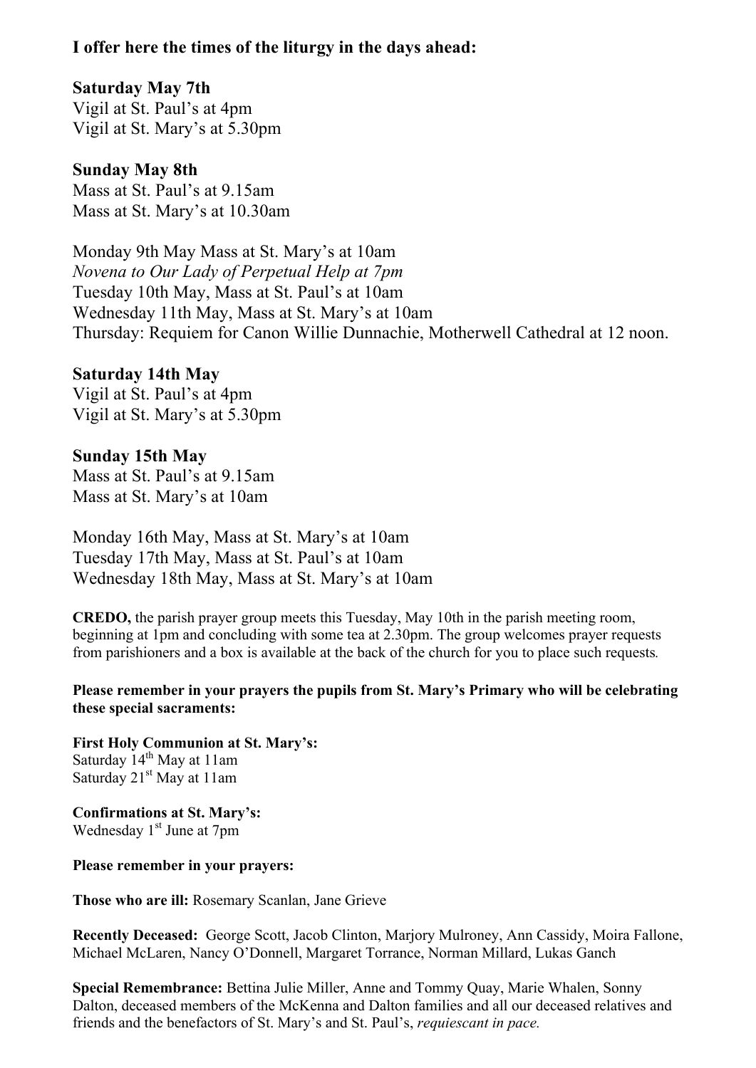**I offer here the times of the liturgy in the days ahead:**

**Saturday May 7th**
Vigil at St. Paul's at 4pm
Vigil at St. Mary's at 5.30pm

**Sunday May 8th**
Mass at St. Paul's at 9.15am
Mass at St. Mary's at 10.30am

Monday 9th May Mass at St. Mary's at 10am
*Novena to Our Lady of Perpetual Help at 7pm*
Tuesday 10th May, Mass at St. Paul's at 10am
Wednesday 11th May, Mass at St. Mary's at 10am
Thursday: Requiem for Canon Willie Dunnachie, Motherwell Cathedral at 12 noon.

**Saturday 14th May**
Vigil at St. Paul's at 4pm
Vigil at St. Mary's at 5.30pm

**Sunday 15th May**
Mass at St. Paul's at 9.15am
Mass at St. Mary's at 10am

Monday 16th May, Mass at St. Mary's at 10am
Tuesday 17th May, Mass at St. Paul's at 10am
Wednesday 18th May, Mass at St. Mary's at 10am

**CREDO,** the parish prayer group meets this Tuesday, May 10th in the parish meeting room, beginning at 1pm and concluding with some tea at 2.30pm. The group welcomes prayer requests from parishioners and a box is available at the back of the church for you to place such requests.

**Please remember in your prayers the pupils from St. Mary's Primary who will be celebrating these special sacraments:**

**First Holy Communion at St. Mary's:**
Saturday 14th May at 11am
Saturday 21st May at 11am

**Confirmations at St. Mary's:**
Wednesday 1st June at 7pm

**Please remember in your prayers:**

**Those who are ill:** Rosemary Scanlan, Jane Grieve

**Recently Deceased:** George Scott, Jacob Clinton, Marjory Mulroney, Ann Cassidy, Moira Fallone, Michael McLaren, Nancy O'Donnell, Margaret Torrance, Norman Millard, Lukas Ganch

**Special Remembrance:** Bettina Julie Miller, Anne and Tommy Quay, Marie Whalen, Sonny Dalton, deceased members of the McKenna and Dalton families and all our deceased relatives and friends and the benefactors of St. Mary's and St. Paul's, *requiescant in pace.*